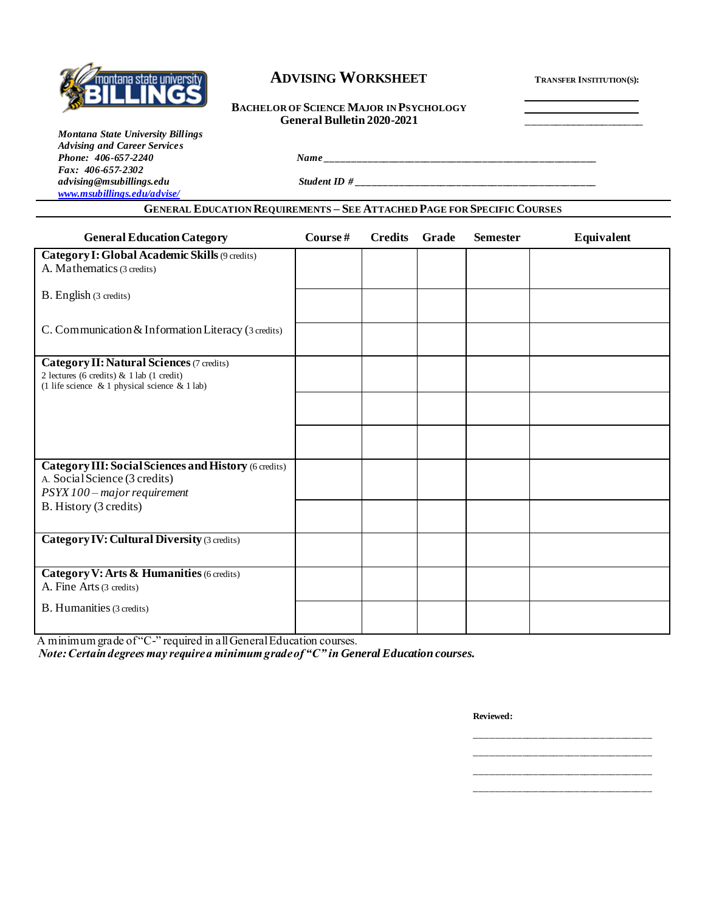# Advising Worksheet

**Transfer Institution(s):**

\_\_\_\_\_\_\_\_\_\_\_\_\_\_\_\_\_\_\_\_\_\_

\_\_\_\_\_\_\_\_\_\_\_\_\_\_\_\_\_\_\_\_\_\_

\_\_\_\_\_\_\_\_\_\_\_\_\_\_\_\_\_\_\_\_\_\_

**Bachelor of Science Major in Psychology**
**General Bulletin 2020-2021**

*Montana State University Billings*
*Advising and Career Services*
*Phone: 406-657-2240*
*Fax: 406-657-2302*
*advising@msubillings.edu*
*www.msubillings.edu/advise/*

*Name* \_\_\_\_\_\_\_\_\_\_\_\_\_\_\_\_\_\_\_\_\_\_\_\_\_\_\_\_\_\_\_\_\_\_\_\_\_\_\_\_\_\_\_\_\_\_\_\_

*Student ID #* \_\_\_\_\_\_\_\_\_\_\_\_\_\_\_\_\_\_\_\_\_\_\_\_\_\_\_\_\_\_\_\_\_\_\_\_\_\_\_\_\_\_\_

## General Education Requirements – See Attached Page for Specific Courses

| General Education Category | Course # | Credits | Grade | Semester | Equivalent |
|---|---|---|---|---|---|
| **Category I: Global Academic Skills** (9 credits)<br>A. Mathematics (3 credits) | | | | | |
| B. English (3 credits) | | | | | |
| C. Communication & Information Literacy (3 credits) | | | | | |
| **Category II: Natural Sciences** (7 credits)<br>2 lectures (6 credits) & 1 lab (1 credit)<br>(1 life science & 1 physical science & 1 lab) | | | | | |
| | | | | | |
| | | | | | |
| **Category III: Social Sciences and History** (6 credits)<br>A. Social Science (3 credits)<br>*PSYX 100 – major requirement* | | | | | |
| B. History (3 credits) | | | | | |
| **Category IV: Cultural Diversity** (3 credits) | | | | | |
| **Category V: Arts & Humanities** (6 credits)<br>A. Fine Arts (3 credits) | | | | | |
| B. Humanities (3 credits) | | | | | |

A minimum grade of "C-" required in all General Education courses.
***Note: Certain degrees may require a minimum grade of "C" in General Education courses.***

**Reviewed:**

\_\_\_\_\_\_\_\_\_\_\_\_\_\_\_\_\_\_\_\_\_\_\_\_\_\_\_\_\_\_\_\_\_\_

\_\_\_\_\_\_\_\_\_\_\_\_\_\_\_\_\_\_\_\_\_\_\_\_\_\_\_\_\_\_\_\_\_\_

\_\_\_\_\_\_\_\_\_\_\_\_\_\_\_\_\_\_\_\_\_\_\_\_\_\_\_\_\_\_\_\_\_\_

\_\_\_\_\_\_\_\_\_\_\_\_\_\_\_\_\_\_\_\_\_\_\_\_\_\_\_\_\_\_\_\_\_\_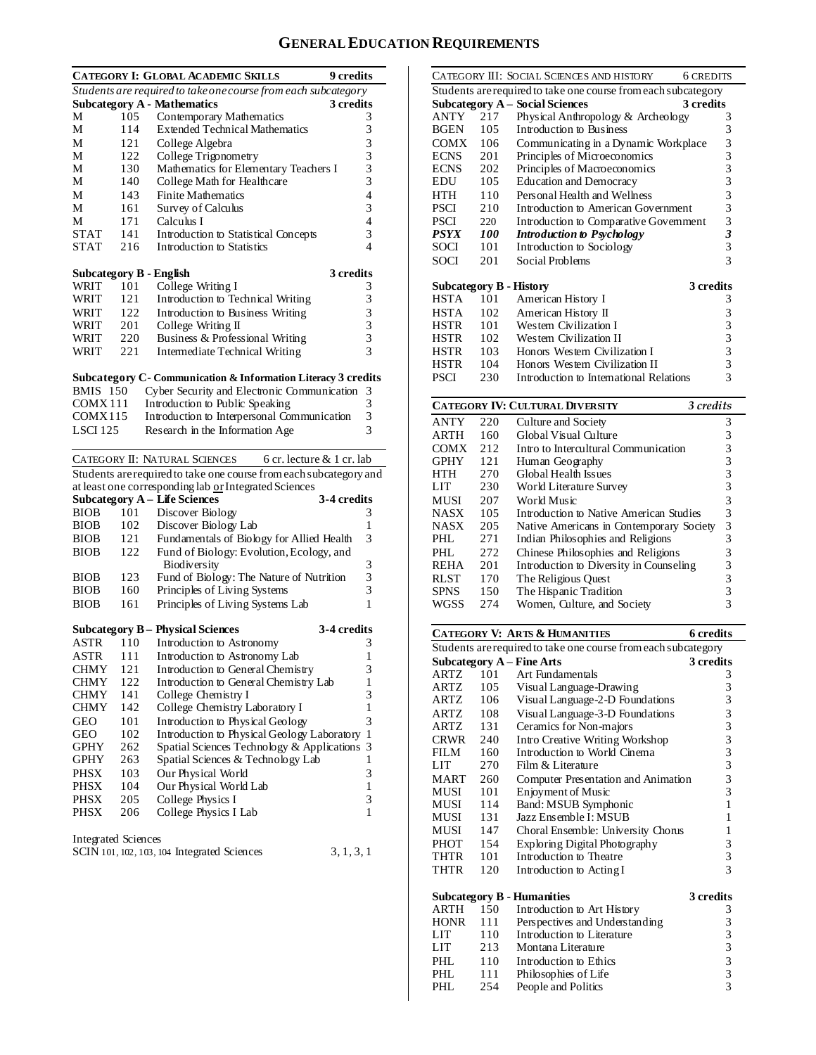# GENERAL EDUCATION REQUIREMENTS

## CATEGORY I: GLOBAL ACADEMIC SKILLS — 9 credits

*Students are required to take one course from each subcategory*

### Subcategory A - Mathematics — 3 credits

| | | | |
|---|---|---|---|
| M | 105 | Contemporary Mathematics | 3 |
| M | 114 | Extended Technical Mathematics | 3 |
| M | 121 | College Algebra | 3 |
| M | 122 | College Trigonometry | 3 |
| M | 130 | Mathematics for Elementary Teachers I | 3 |
| M | 140 | College Math for Healthcare | 3 |
| M | 143 | Finite Mathematics | 4 |
| M | 161 | Survey of Calculus | 3 |
| M | 171 | Calculus I | 4 |
| STAT | 141 | Introduction to Statistical Concepts | 3 |
| STAT | 216 | Introduction to Statistics | 4 |

### Subcategory B - English — 3 credits

| | | | |
|---|---|---|---|
| WRIT | 101 | College Writing I | 3 |
| WRIT | 121 | Introduction to Technical Writing | 3 |
| WRIT | 122 | Introduction to Business Writing | 3 |
| WRIT | 201 | College Writing II | 3 |
| WRIT | 220 | Business & Professional Writing | 3 |
| WRIT | 221 | Intermediate Technical Writing | 3 |

### Subcategory C- Communication & Information Literacy — 3 credits

| | | |
|---|---|---|
| BMIS 150 | Cyber Security and Electronic Communication | 3 |
| COMX 111 | Introduction to Public Speaking | 3 |
| COMX 115 | Introduction to Interpersonal Communication | 3 |
| LSCI 125 | Research in the Information Age | 3 |

## CATEGORY II: NATURAL SCIENCES — 6 cr. lecture & 1 cr. lab

Students are required to take one course from each subcategory and at least one corresponding lab or Integrated Sciences

### Subcategory A – Life Sciences — 3-4 credits

| | | | |
|---|---|---|---|
| BIOB | 101 | Discover Biology | 3 |
| BIOB | 102 | Discover Biology Lab | 1 |
| BIOB | 121 | Fundamentals of Biology for Allied Health | 3 |
| BIOB | 122 | Fund of Biology: Evolution, Ecology, and Biodiversity | 3 |
| BIOB | 123 | Fund of Biology: The Nature of Nutrition | 3 |
| BIOB | 160 | Principles of Living Systems | 3 |
| BIOB | 161 | Principles of Living Systems Lab | 1 |

### Subcategory B – Physical Sciences — 3-4 credits

| | | | |
|---|---|---|---|
| ASTR | 110 | Introduction to Astronomy | 3 |
| ASTR | 111 | Introduction to Astronomy Lab | 1 |
| CHMY | 121 | Introduction to General Chemistry | 3 |
| CHMY | 122 | Introduction to General Chemistry Lab | 1 |
| CHMY | 141 | College Chemistry I | 3 |
| CHMY | 142 | College Chemistry Laboratory I | 1 |
| GEO | 101 | Introduction to Physical Geology | 3 |
| GEO | 102 | Introduction to Physical Geology Laboratory | 1 |
| GPHY | 262 | Spatial Sciences Technology & Applications | 3 |
| GPHY | 263 | Spatial Sciences & Technology Lab | 1 |
| PHSX | 103 | Our Physical World | 3 |
| PHSX | 104 | Our Physical World Lab | 1 |
| PHSX | 205 | College Physics I | 3 |
| PHSX | 206 | College Physics I Lab | 1 |

Integrated Sciences

SCIN 101, 102, 103, 104 Integrated Sciences — 3, 1, 3, 1

## CATEGORY III: SOCIAL SCIENCES AND HISTORY — 6 CREDITS

Students are required to take one course from each subcategory

### Subcategory A – Social Sciences — 3 credits

| | | | |
|---|---|---|---|
| ANTY | 217 | Physical Anthropology & Archeology | 3 |
| BGEN | 105 | Introduction to Business | 3 |
| COMX | 106 | Communicating in a Dynamic Workplace | 3 |
| ECNS | 201 | Principles of Microeconomics | 3 |
| ECNS | 202 | Principles of Macroeconomics | 3 |
| EDU | 105 | Education and Democracy | 3 |
| HTH | 110 | Personal Health and Wellness | 3 |
| PSCI | 210 | Introduction to American Government | 3 |
| PSCI | 220 | Introduction to Comparative Government | 3 |
| ***PSYX*** | ***100*** | ***Introduction to Psychology*** | ***3*** |
| SOCI | 101 | Introduction to Sociology | 3 |
| SOCI | 201 | Social Problems | 3 |

### Subcategory B - History — 3 credits

| | | | |
|---|---|---|---|
| HSTA | 101 | American History I | 3 |
| HSTA | 102 | American History II | 3 |
| HSTR | 101 | Western Civilization I | 3 |
| HSTR | 102 | Western Civilization II | 3 |
| HSTR | 103 | Honors Western Civilization I | 3 |
| HSTR | 104 | Honors Western Civilization II | 3 |
| PSCI | 230 | Introduction to International Relations | 3 |

## CATEGORY IV: CULTURAL DIVERSITY — *3 credits*

| | | | |
|---|---|---|---|
| ANTY | 220 | Culture and Society | 3 |
| ARTH | 160 | Global Visual Culture | 3 |
| COMX | 212 | Intro to Intercultural Communication | 3 |
| GPHY | 121 | Human Geography | 3 |
| HTH | 270 | Global Health Issues | 3 |
| LIT | 230 | World Literature Survey | 3 |
| MUSI | 207 | World Music | 3 |
| NASX | 105 | Introduction to Native American Studies | 3 |
| NASX | 205 | Native Americans in Contemporary Society | 3 |
| PHL | 271 | Indian Philosophies and Religions | 3 |
| PHL | 272 | Chinese Philosophies and Religions | 3 |
| REHA | 201 | Introduction to Diversity in Counseling | 3 |
| RLST | 170 | The Religious Quest | 3 |
| SPNS | 150 | The Hispanic Tradition | 3 |
| WGSS | 274 | Women, Culture, and Society | 3 |

## CATEGORY V: ARTS & HUMANITIES — 6 credits

Students are required to take one course from each subcategory

### Subcategory A – Fine Arts — 3 credits

| | | | |
|---|---|---|---|
| ARTZ | 101 | Art Fundamentals | 3 |
| ARTZ | 105 | Visual Language-Drawing | 3 |
| ARTZ | 106 | Visual Language-2-D Foundations | 3 |
| ARTZ | 108 | Visual Language-3-D Foundations | 3 |
| ARTZ | 131 | Ceramics for Non-majors | 3 |
| CRWR | 240 | Intro Creative Writing Workshop | 3 |
| FILM | 160 | Introduction to World Cinema | 3 |
| LIT | 270 | Film & Literature | 3 |
| MART | 260 | Computer Presentation and Animation | 3 |
| MUSI | 101 | Enjoyment of Music | 3 |
| MUSI | 114 | Band: MSUB Symphonic | 1 |
| MUSI | 131 | Jazz Ensemble I: MSUB | 1 |
| MUSI | 147 | Choral Ensemble: University Chorus | 1 |
| PHOT | 154 | Exploring Digital Photography | 3 |
| THTR | 101 | Introduction to Theatre | 3 |
| THTR | 120 | Introduction to Acting I | 3 |

### Subcategory B - Humanities — 3 credits

| | | | |
|---|---|---|---|
| ARTH | 150 | Introduction to Art History | 3 |
| HONR | 111 | Perspectives and Understanding | 3 |
| LIT | 110 | Introduction to Literature | 3 |
| LIT | 213 | Montana Literature | 3 |
| PHL | 110 | Introduction to Ethics | 3 |
| PHL | 111 | Philosophies of Life | 3 |
| PHL | 254 | People and Politics | 3 |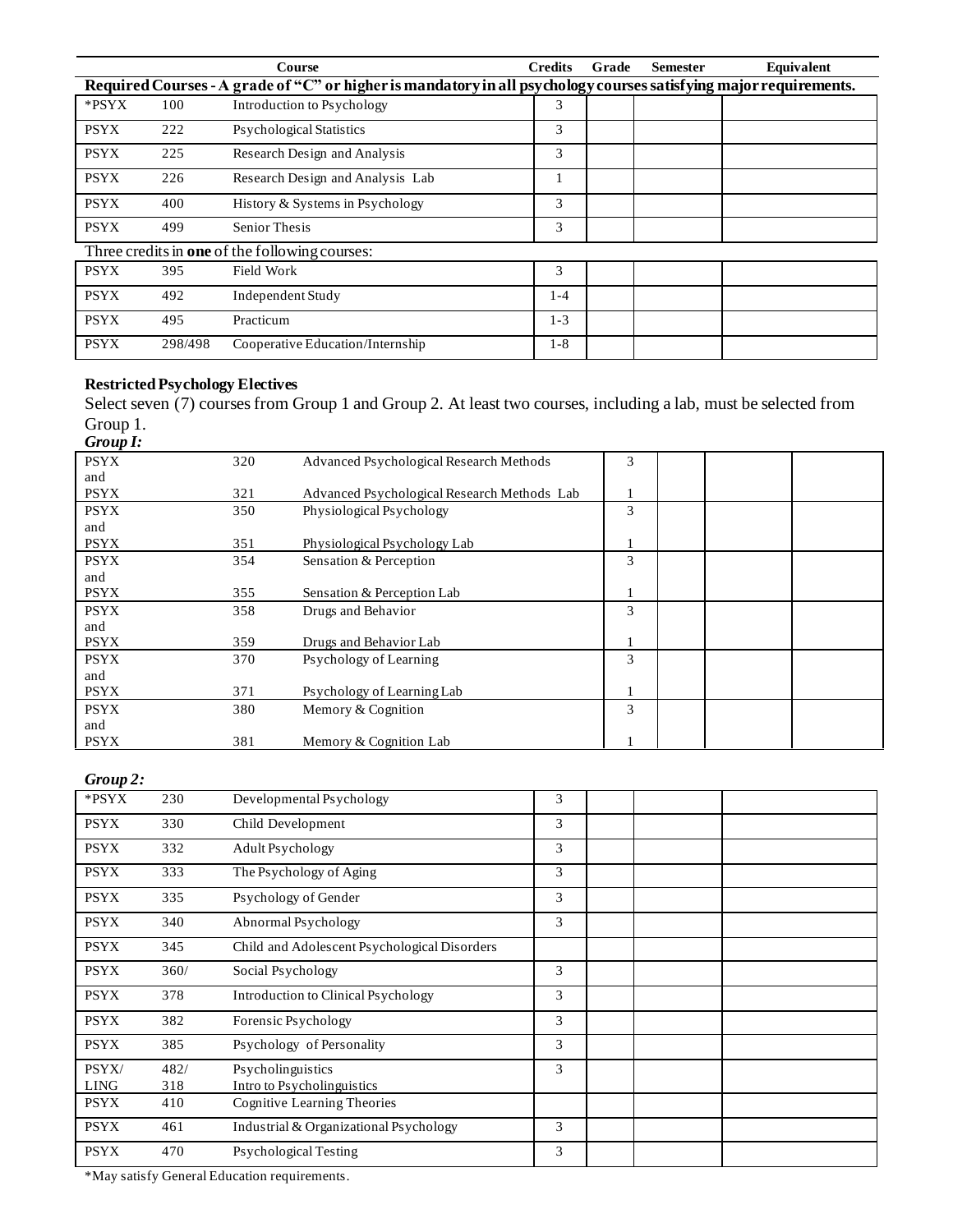| | | Course | Credits | Grade | Semester | Equivalent |
|---|---|---|---|---|---|---|
| **Required Courses - A grade of "C" or higher is mandatory in all psychology courses satisfying major requirements.** | | | | | | |
| *PSYX | 100 | Introduction to Psychology | 3 | | | |
| PSYX | 222 | Psychological Statistics | 3 | | | |
| PSYX | 225 | Research Design and Analysis | 3 | | | |
| PSYX | 226 | Research Design and Analysis Lab | 1 | | | |
| PSYX | 400 | History & Systems in Psychology | 3 | | | |
| PSYX | 499 | Senior Thesis | 3 | | | |
| Three credits in **one** of the following courses: | | | | | | |
| PSYX | 395 | Field Work | 3 | | | |
| PSYX | 492 | Independent Study | 1-4 | | | |
| PSYX | 495 | Practicum | 1-3 | | | |
| PSYX | 298/498 | Cooperative Education/Internship | 1-8 | | | |

**Restricted Psychology Electives**

Select seven (7) courses from Group 1 and Group 2. At least two courses, including a lab, must be selected from Group 1.

***Group I:***

| | | | Credits | Grade | Semester | Equivalent |
|---|---|---|---|---|---|---|
| PSYX and PSYX | 320<br>321 | Advanced Psychological Research Methods<br>Advanced Psychological Research Methods Lab | 3<br>1 | | | |
| PSYX and PSYX | 350<br>351 | Physiological Psychology<br>Physiological Psychology Lab | 3<br>1 | | | |
| PSYX and PSYX | 354<br>355 | Sensation & Perception<br>Sensation & Perception Lab | 3<br>1 | | | |
| PSYX and PSYX | 358<br>359 | Drugs and Behavior<br>Drugs and Behavior Lab | 3<br>1 | | | |
| PSYX and PSYX | 370<br>371 | Psychology of Learning<br>Psychology of Learning Lab | 3<br>1 | | | |
| PSYX and PSYX | 380<br>381 | Memory & Cognition<br>Memory & Cognition Lab | 3<br>1 | | | |

***Group 2:***

| | | | Credits | Grade | Semester | Equivalent |
|---|---|---|---|---|---|---|
| *PSYX | 230 | Developmental Psychology | 3 | | | |
| PSYX | 330 | Child Development | 3 | | | |
| PSYX | 332 | Adult Psychology | 3 | | | |
| PSYX | 333 | The Psychology of Aging | 3 | | | |
| PSYX | 335 | Psychology of Gender | 3 | | | |
| PSYX | 340 | Abnormal Psychology | 3 | | | |
| PSYX | 345 | Child and Adolescent Psychological Disorders | | | | |
| PSYX | 360/ | Social Psychology | 3 | | | |
| PSYX | 378 | Introduction to Clinical Psychology | 3 | | | |
| PSYX | 382 | Forensic Psychology | 3 | | | |
| PSYX | 385 | Psychology of Personality | 3 | | | |
| PSYX/<br>LING | 482/<br>318 | Psycholinguistics<br>Intro to Psycholinguistics | 3 | | | |
| PSYX | 410 | Cognitive Learning Theories | | | | |
| PSYX | 461 | Industrial & Organizational Psychology | 3 | | | |
| PSYX | 470 | Psychological Testing | 3 | | | |

*May satisfy General Education requirements.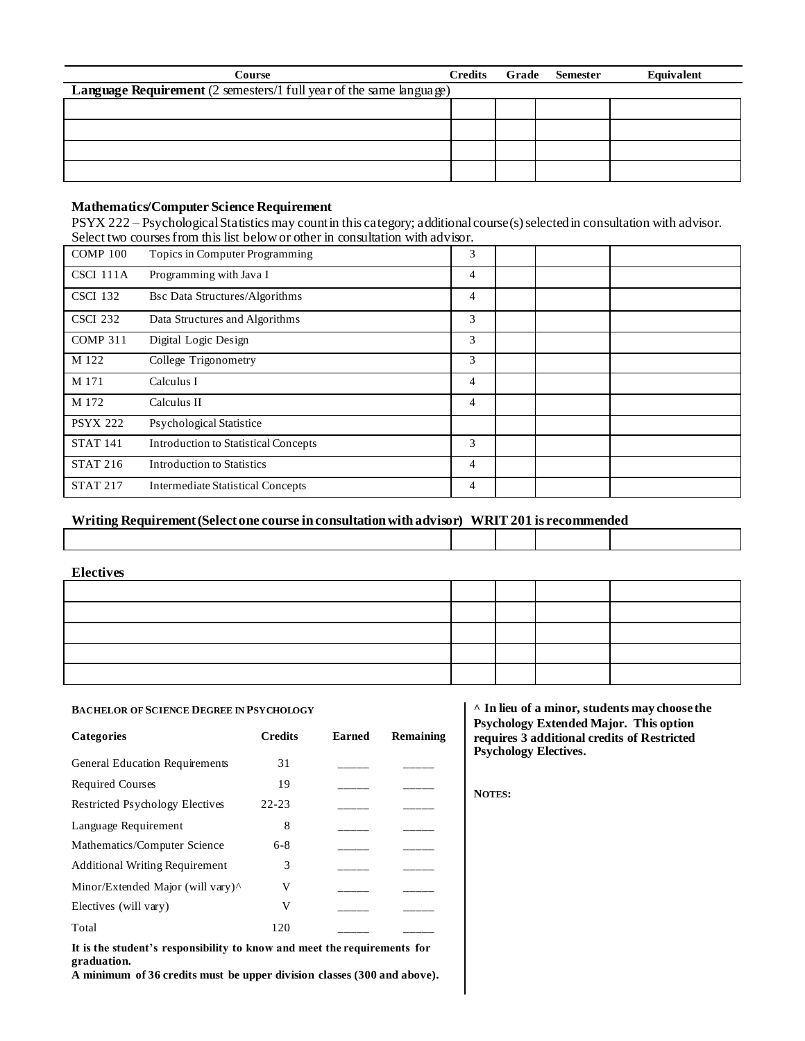| Course | Credits | Grade | Semester | Equivalent |
|---|---|---|---|---|
| **Language Requirement** (2 semesters/1 full year of the same language) | | | | |
| | | | | |
| | | | | |
| | | | | |
| | | | | |

### Mathematics/Computer Science Requirement

PSYX 222 – Psychological Statistics may count in this category; additional course(s) selected in consultation with advisor. Select two courses from this list below or other in consultation with advisor.

| Course | | Credits | Grade | Semester | Equivalent |
|---|---|---|---|---|---|
| COMP 100 | Topics in Computer Programming | 3 | | | |
| CSCI 111A | Programming with Java I | 4 | | | |
| CSCI 132 | Bsc Data Structures/Algorithms | 4 | | | |
| CSCI 232 | Data Structures and Algorithms | 3 | | | |
| COMP 311 | Digital Logic Design | 3 | | | |
| M 122 | College Trigonometry | 3 | | | |
| M 171 | Calculus I | 4 | | | |
| M 172 | Calculus II | 4 | | | |
| PSYX 222 | Psychological Statistice | | | | |
| STAT 141 | Introduction to Statistical Concepts | 3 | | | |
| STAT 216 | Introduction to Statistics | 4 | | | |
| STAT 217 | Intermediate Statistical Concepts | 4 | | | |

### Writing Requirement (Select one course in consultation with advisor) WRIT 201 is recommended

| Course | Credits | Grade | Semester | Equivalent |
|---|---|---|---|---|
| | | | | |

### Electives

| Course | Credits | Grade | Semester | Equivalent |
|---|---|---|---|---|
| | | | | |
| | | | | |
| | | | | |
| | | | | |
| | | | | |

**BACHELOR OF SCIENCE DEGREE IN PSYCHOLOGY**

| Categories | Credits | Earned | Remaining |
|---|---|---|---|
| General Education Requirements | 31 | _____ | _____ |
| Required Courses | 19 | _____ | _____ |
| Restricted Psychology Electives | 22-23 | _____ | _____ |
| Language Requirement | 8 | _____ | _____ |
| Mathematics/Computer Science | 6-8 | _____ | _____ |
| Additional Writing Requirement | 3 | _____ | _____ |
| Minor/Extended Major (will vary)^ | V | _____ | _____ |
| Electives (will vary) | V | _____ | _____ |
| Total | 120 | _____ | _____ |

**It is the student's responsibility to know and meet the requirements for graduation.**

**A minimum of 36 credits must be upper division classes (300 and above).**

**^ In lieu of a minor, students may choose the Psychology Extended Major. This option requires 3 additional credits of Restricted Psychology Electives.**

**NOTES:**